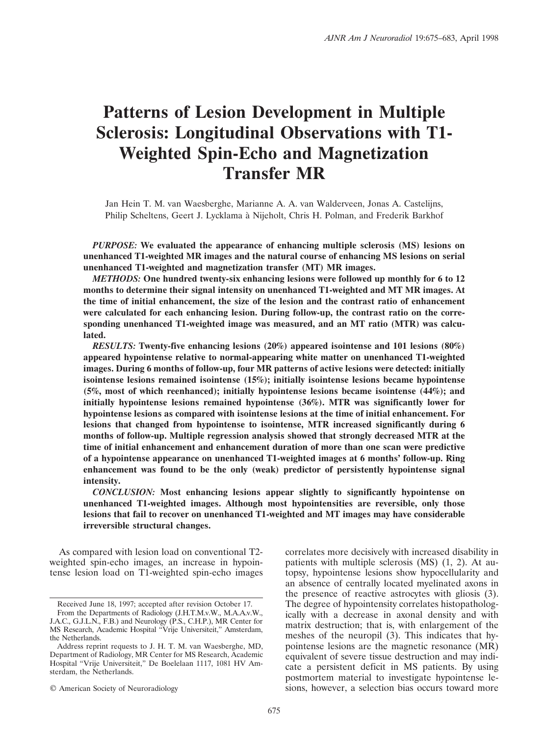# Patterns of Lesion Development in Multiple Sclerosis: Longitudinal Observations with T1-Weighted Spin-Echo and Magnetization Transfer MR

Jan Hein T. M. van Waesberghe, Marianne A. A. van Walderveen, Jonas A. Castelijns, Philip Scheltens, Geert J. Lycklama à Nijeholt, Chris H. Polman, and Frederik Barkhof

***PURPOSE:*** **We evaluated the appearance of enhancing multiple sclerosis (MS) lesions on unenhanced T1-weighted MR images and the natural course of enhancing MS lesions on serial unenhanced T1-weighted and magnetization transfer (MT) MR images.**

***METHODS:*** **One hundred twenty-six enhancing lesions were followed up monthly for 6 to 12 months to determine their signal intensity on unenhanced T1-weighted and MT MR images. At the time of initial enhancement, the size of the lesion and the contrast ratio of enhancement were calculated for each enhancing lesion. During follow-up, the contrast ratio on the corresponding unenhanced T1-weighted image was measured, and an MT ratio (MTR) was calculated.**

***RESULTS:*** **Twenty-five enhancing lesions (20%) appeared isointense and 101 lesions (80%) appeared hypointense relative to normal-appearing white matter on unenhanced T1-weighted images. During 6 months of follow-up, four MR patterns of active lesions were detected: initially isointense lesions remained isointense (15%); initially isointense lesions became hypointense (5%, most of which reenhanced); initially hypointense lesions became isointense (44%); and initially hypointense lesions remained hypointense (36%). MTR was significantly lower for hypointense lesions as compared with isointense lesions at the time of initial enhancement. For lesions that changed from hypointense to isointense, MTR increased significantly during 6 months of follow-up. Multiple regression analysis showed that strongly decreased MTR at the time of initial enhancement and enhancement duration of more than one scan were predictive of a hypointense appearance on unenhanced T1-weighted images at 6 months' follow-up. Ring enhancement was found to be the only (weak) predictor of persistently hypointense signal intensity.**

***CONCLUSION:*** **Most enhancing lesions appear slightly to significantly hypointense on unenhanced T1-weighted images. Although most hypointensities are reversible, only those lesions that fail to recover on unenhanced T1-weighted and MT images may have considerable irreversible structural changes.**

As compared with lesion load on conventional T2-weighted spin-echo images, an increase in hypointense lesion load on T1-weighted spin-echo images correlates more decisively with increased disability in patients with multiple sclerosis (MS) (1, 2). At autopsy, hypointense lesions show hypocellularity and an absence of centrally located myelinated axons in the presence of reactive astrocytes with gliosis (3). The degree of hypointensity correlates histopathologically with a decrease in axonal density and with matrix destruction; that is, with enlargement of the meshes of the neuropil (3). This indicates that hypointense lesions are the magnetic resonance (MR) equivalent of severe tissue destruction and may indicate a persistent deficit in MS patients. By using postmortem material to investigate hypointense lesions, however, a selection bias occurs toward more

Received June 18, 1997; accepted after revision October 17.

From the Departments of Radiology (J.H.T.M.v.W., M.A.A.v.W., J.A.C., G.J.L.N., F.B.) and Neurology (P.S., C.H.P.), MR Center for MS Research, Academic Hospital "Vrije Universiteit," Amsterdam, the Netherlands.

Address reprint requests to J. H. T. M. van Waesberghe, MD, Department of Radiology, MR Center for MS Research, Academic Hospital "Vrije Universiteit," De Boelelaan 1117, 1081 HV Amsterdam, the Netherlands.

© American Society of Neuroradiology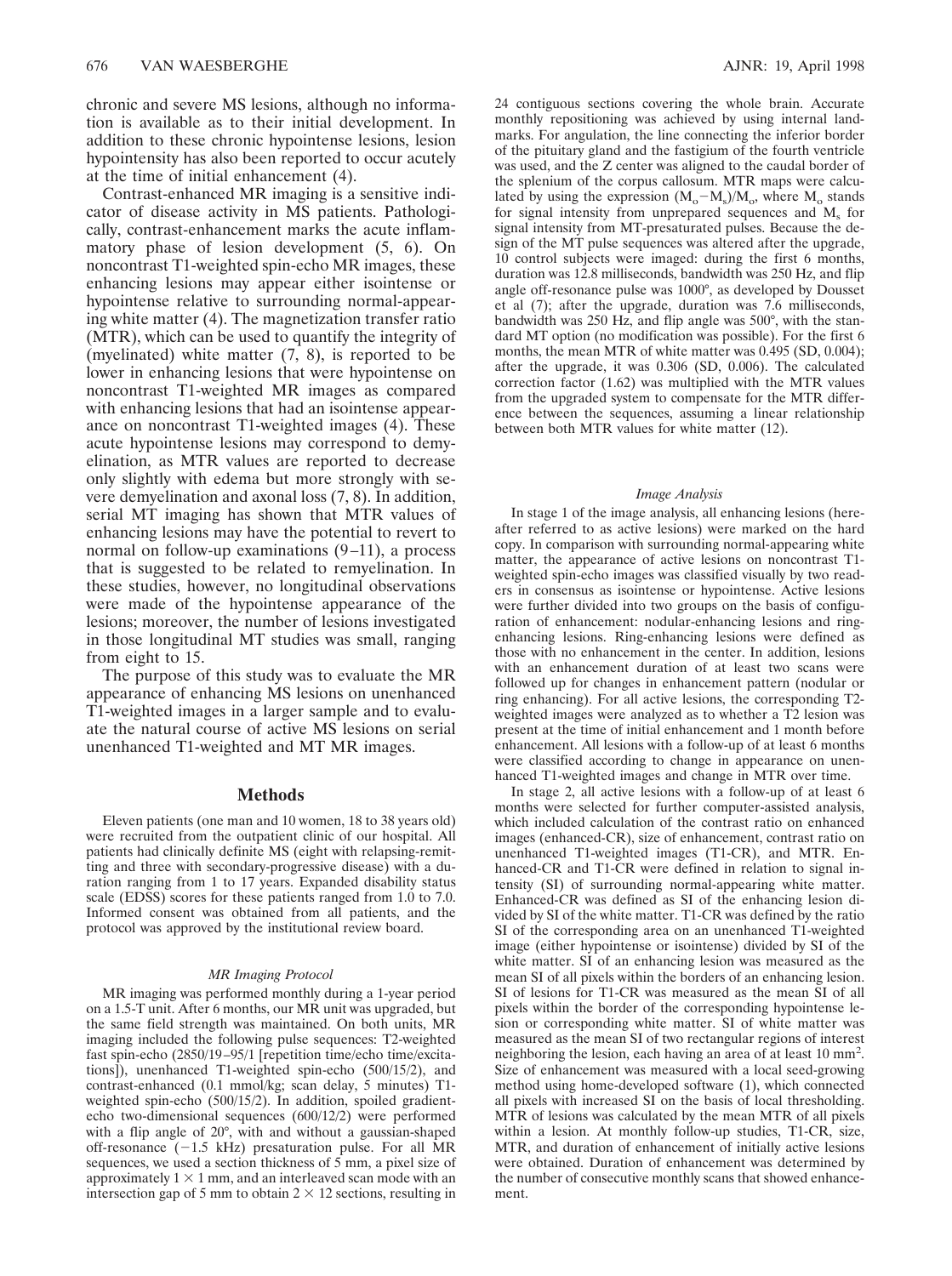chronic and severe MS lesions, although no information is available as to their initial development. In addition to these chronic hypointense lesions, lesion hypointensity has also been reported to occur acutely at the time of initial enhancement (4).

Contrast-enhanced MR imaging is a sensitive indicator of disease activity in MS patients. Pathologically, contrast-enhancement marks the acute inflammatory phase of lesion development (5, 6). On noncontrast T1-weighted spin-echo MR images, these enhancing lesions may appear either isointense or hypointense relative to surrounding normal-appearing white matter (4). The magnetization transfer ratio (MTR), which can be used to quantify the integrity of (myelinated) white matter (7, 8), is reported to be lower in enhancing lesions that were hypointense on noncontrast T1-weighted MR images as compared with enhancing lesions that had an isointense appearance on noncontrast T1-weighted images (4). These acute hypointense lesions may correspond to demyelination, as MTR values are reported to decrease only slightly with edema but more strongly with severe demyelination and axonal loss (7, 8). In addition, serial MT imaging has shown that MTR values of enhancing lesions may have the potential to revert to normal on follow-up examinations (9–11), a process that is suggested to be related to remyelination. In these studies, however, no longitudinal observations were made of the hypointense appearance of the lesions; moreover, the number of lesions investigated in those longitudinal MT studies was small, ranging from eight to 15.

The purpose of this study was to evaluate the MR appearance of enhancing MS lesions on unenhanced T1-weighted images in a larger sample and to evaluate the natural course of active MS lesions on serial unenhanced T1-weighted and MT MR images.

## Methods

Eleven patients (one man and 10 women, 18 to 38 years old) were recruited from the outpatient clinic of our hospital. All patients had clinically definite MS (eight with relapsing-remitting and three with secondary-progressive disease) with a duration ranging from 1 to 17 years. Expanded disability status scale (EDSS) scores for these patients ranged from 1.0 to 7.0. Informed consent was obtained from all patients, and the protocol was approved by the institutional review board.

### *MR Imaging Protocol*

MR imaging was performed monthly during a 1-year period on a 1.5-T unit. After 6 months, our MR unit was upgraded, but the same field strength was maintained. On both units, MR imaging included the following pulse sequences: T2-weighted fast spin-echo (2850/19–95/1 [repetition time/echo time/excitations]), unenhanced T1-weighted spin-echo (500/15/2), and contrast-enhanced (0.1 mmol/kg; scan delay, 5 minutes) T1-weighted spin-echo (500/15/2). In addition, spoiled gradient-echo two-dimensional sequences (600/12/2) were performed with a flip angle of 20°, with and without a gaussian-shaped off-resonance (−1.5 kHz) presaturation pulse. For all MR sequences, we used a section thickness of 5 mm, a pixel size of approximately 1 × 1 mm, and an interleaved scan mode with an intersection gap of 5 mm to obtain 2 × 12 sections, resulting in 24 contiguous sections covering the whole brain. Accurate monthly repositioning was achieved by using internal landmarks. For angulation, the line connecting the inferior border of the pituitary gland and the fastigium of the fourth ventricle was used, and the Z center was aligned to the caudal border of the splenium of the corpus callosum. MTR maps were calculated by using the expression $(M_o - M_s)/M_o$, where $M_o$ stands for signal intensity from unprepared sequences and $M_s$ for signal intensity from MT-presaturated pulses. Because the design of the MT pulse sequences was altered after the upgrade, 10 control subjects were imaged: during the first 6 months, duration was 12.8 milliseconds, bandwidth was 250 Hz, and flip angle off-resonance pulse was 1000°, as developed by Dousset et al (7); after the upgrade, duration was 7.6 milliseconds, bandwidth was 250 Hz, and flip angle was 500°, with the standard MT option (no modification was possible). For the first 6 months, the mean MTR of white matter was 0.495 (SD, 0.004); after the upgrade, it was 0.306 (SD, 0.006). The calculated correction factor (1.62) was multiplied with the MTR values from the upgraded system to compensate for the MTR difference between the sequences, assuming a linear relationship between both MTR values for white matter (12).

### *Image Analysis*

In stage 1 of the image analysis, all enhancing lesions (hereafter referred to as active lesions) were marked on the hard copy. In comparison with surrounding normal-appearing white matter, the appearance of active lesions on noncontrast T1-weighted spin-echo images was classified visually by two readers in consensus as isointense or hypointense. Active lesions were further divided into two groups on the basis of configuration of enhancement: nodular-enhancing lesions and ring-enhancing lesions. Ring-enhancing lesions were defined as those with no enhancement in the center. In addition, lesions with an enhancement duration of at least two scans were followed up for changes in enhancement pattern (nodular or ring enhancing). For all active lesions, the corresponding T2-weighted images were analyzed as to whether a T2 lesion was present at the time of initial enhancement and 1 month before enhancement. All lesions with a follow-up of at least 6 months were classified according to change in appearance on unenhanced T1-weighted images and change in MTR over time.

In stage 2, all active lesions with a follow-up of at least 6 months were selected for further computer-assisted analysis, which included calculation of the contrast ratio on enhanced images (enhanced-CR), size of enhancement, contrast ratio on unenhanced T1-weighted images (T1-CR), and MTR. Enhanced-CR and T1-CR were defined in relation to signal intensity (SI) of surrounding normal-appearing white matter. Enhanced-CR was defined as SI of the enhancing lesion divided by SI of the white matter. T1-CR was defined by the ratio SI of the corresponding area on an unenhanced T1-weighted image (either hypointense or isointense) divided by SI of the white matter. SI of an enhancing lesion was measured as the mean SI of all pixels within the borders of an enhancing lesion. SI of lesions for T1-CR was measured as the mean SI of all pixels within the border of the corresponding hypointense lesion or corresponding white matter. SI of white matter was measured as the mean SI of two rectangular regions of interest neighboring the lesion, each having an area of at least 10 $mm^2$. Size of enhancement was measured with a local seed-growing method using home-developed software (1), which connected all pixels with increased SI on the basis of local thresholding. MTR of lesions was calculated by the mean MTR of all pixels within a lesion. At monthly follow-up studies, T1-CR, size, MTR, and duration of enhancement of initially active lesions were obtained. Duration of enhancement was determined by the number of consecutive monthly scans that showed enhancement.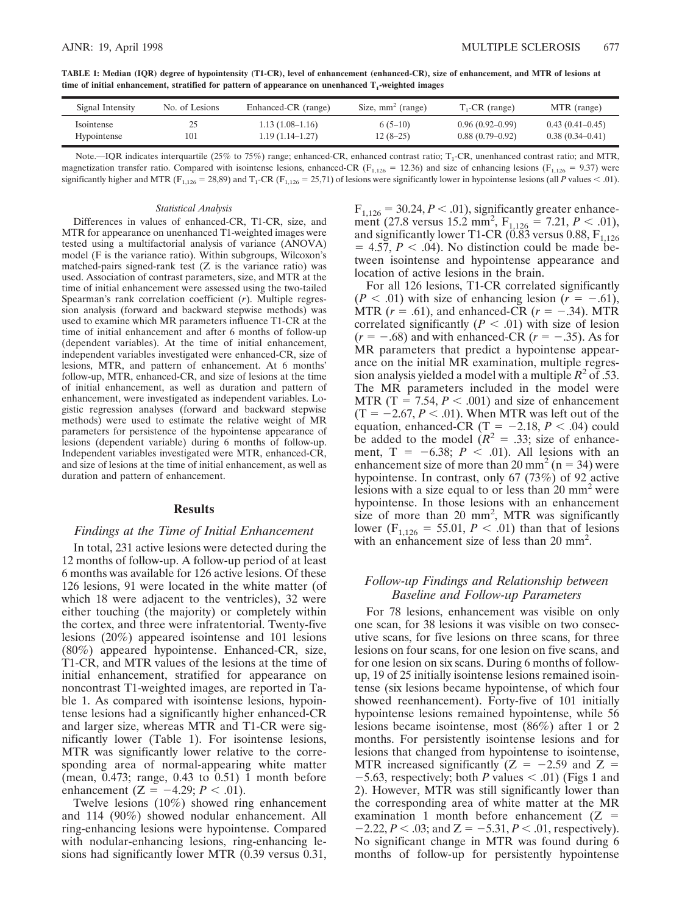**TABLE 1: Median (IQR) degree of hypointensity (T1-CR), level of enhancement (enhanced-CR), size of enhancement, and MTR of lesions at time of initial enhancement, stratified for pattern of appearance on unenhanced $T_1$-weighted images**

| Signal Intensity | No. of Lesions | Enhanced-CR (range) | Size, $mm^2$ (range) | $T_1$-CR (range) | MTR (range) |
|---|---|---|---|---|---|
| Isointense | 25 | 1.13 (1.08–1.16) | 6 (5–10) | 0.96 (0.92–0.99) | 0.43 (0.41–0.45) |
| Hypointense | 101 | 1.19 (1.14–1.27) | 12 (8–25) | 0.88 (0.79–0.92) | 0.38 (0.34–0.41) |

Note.—IQR indicates interquartile (25% to 75%) range; enhanced-CR, enhanced contrast ratio; $T_1$-CR, unenhanced contrast ratio; and MTR, magnetization transfer ratio. Compared with isointense lesions, enhanced-CR ($F_{1,126}$ = 12.36) and size of enhancing lesions ($F_{1,126}$ = 9.37) were significantly higher and MTR ($F_{1,126}$ = 28,89) and $T_1$-CR ($F_{1,126}$ = 25,71) of lesions were significantly lower in hypointense lesions (all $P$ values < .01).

### *Statistical Analysis*

Differences in values of enhanced-CR, T1-CR, size, and MTR for appearance on unenhanced T1-weighted images were tested using a multifactorial analysis of variance (ANOVA) model (F is the variance ratio). Within subgroups, Wilcoxon's matched-pairs signed-rank test (Z is the variance ratio) was used. Association of contrast parameters, size, and MTR at the time of initial enhancement were assessed using the two-tailed Spearman's rank correlation coefficient ($r$). Multiple regression analysis (forward and backward stepwise methods) was used to examine which MR parameters influence T1-CR at the time of initial enhancement and after 6 months of follow-up (dependent variables). At the time of initial enhancement, independent variables investigated were enhanced-CR, size of lesions, MTR, and pattern of enhancement. At 6 months' follow-up, MTR, enhanced-CR, and size of lesions at the time of initial enhancement, as well as duration and pattern of enhancement, were investigated as independent variables. Logistic regression analyses (forward and backward stepwise methods) were used to estimate the relative weight of MR parameters for persistence of the hypointense appearance of lesions (dependent variable) during 6 months of follow-up. Independent variables investigated were MTR, enhanced-CR, and size of lesions at the time of initial enhancement, as well as duration and pattern of enhancement.

## Results

### *Findings at the Time of Initial Enhancement*

In total, 231 active lesions were detected during the 12 months of follow-up. A follow-up period of at least 6 months was available for 126 active lesions. Of these 126 lesions, 91 were located in the white matter (of which 18 were adjacent to the ventricles), 32 were either touching (the majority) or completely within the cortex, and three were infratentorial. Twenty-five lesions (20%) appeared isointense and 101 lesions (80%) appeared hypointense. Enhanced-CR, size, T1-CR, and MTR values of the lesions at the time of initial enhancement, stratified for appearance on noncontrast T1-weighted images, are reported in Table 1. As compared with isointense lesions, hypointense lesions had a significantly higher enhanced-CR and larger size, whereas MTR and T1-CR were significantly lower (Table 1). For isointense lesions, MTR was significantly lower relative to the corresponding area of normal-appearing white matter (mean, 0.473; range, 0.43 to 0.51) 1 month before enhancement ($Z = -4.29$; $P < .01$).

Twelve lesions (10%) showed ring enhancement and 114 (90%) showed nodular enhancement. All ring-enhancing lesions were hypointense. Compared with nodular-enhancing lesions, ring-enhancing lesions had significantly lower MTR (0.39 versus 0.31, $F_{1,126} = 30.24$, $P < .01$), significantly greater enhancement (27.8 versus 15.2 $mm^2$, $F_{1,126} = 7.21$, $P < .01$), and significantly lower T1-CR (0.83 versus 0.88, $F_{1,126} = 4.57$, $P < .04$). No distinction could be made between isointense and hypointense appearance and location of active lesions in the brain.

For all 126 lesions, T1-CR correlated significantly ($P < .01$) with size of enhancing lesion ($r = -.61$), MTR ($r = .61$), and enhanced-CR ($r = -.34$). MTR correlated significantly ($P < .01$) with size of lesion ($r = -.68$) and with enhanced-CR ($r = -.35$). As for MR parameters that predict a hypointense appearance on the initial MR examination, multiple regression analysis yielded a model with a multiple $R^2$ of .53. The MR parameters included in the model were MTR ($T = 7.54$, $P < .001$) and size of enhancement ($T = -2.67$, $P < .01$). When MTR was left out of the equation, enhanced-CR ($T = -2.18$, $P < .04$) could be added to the model ($R^2 = .33$; size of enhancement, $T = -6.38$; $P < .01$). All lesions with an enhancement size of more than 20 $mm^2$ (n = 34) were hypointense. In contrast, only 67 (73%) of 92 active lesions with a size equal to or less than 20 $mm^2$ were hypointense. In those lesions with an enhancement size of more than 20 $mm^2$, MTR was significantly lower ($F_{1,126} = 55.01$, $P < .01$) than that of lesions with an enhancement size of less than 20 $mm^2$.

### *Follow-up Findings and Relationship between Baseline and Follow-up Parameters*

For 78 lesions, enhancement was visible on only one scan, for 38 lesions it was visible on two consecutive scans, for five lesions on three scans, for three lesions on four scans, for one lesion on five scans, and for one lesion on six scans. During 6 months of follow-up, 19 of 25 initially isointense lesions remained isointense (six lesions became hypointense, of which four showed reenhancement). Forty-five of 101 initially hypointense lesions remained hypointense, while 56 lesions became isointense, most (86%) after 1 or 2 months. For persistently isointense lesions and for lesions that changed from hypointense to isointense, MTR increased significantly ($Z = -2.59$ and $Z = -5.63$, respectively; both $P$ values < .01) (Figs 1 and 2). However, MTR was still significantly lower than the corresponding area of white matter at the MR examination 1 month before enhancement ($Z = -2.22$, $P < .03$; and $Z = -5.31$, $P < .01$, respectively). No significant change in MTR was found during 6 months of follow-up for persistently hypointense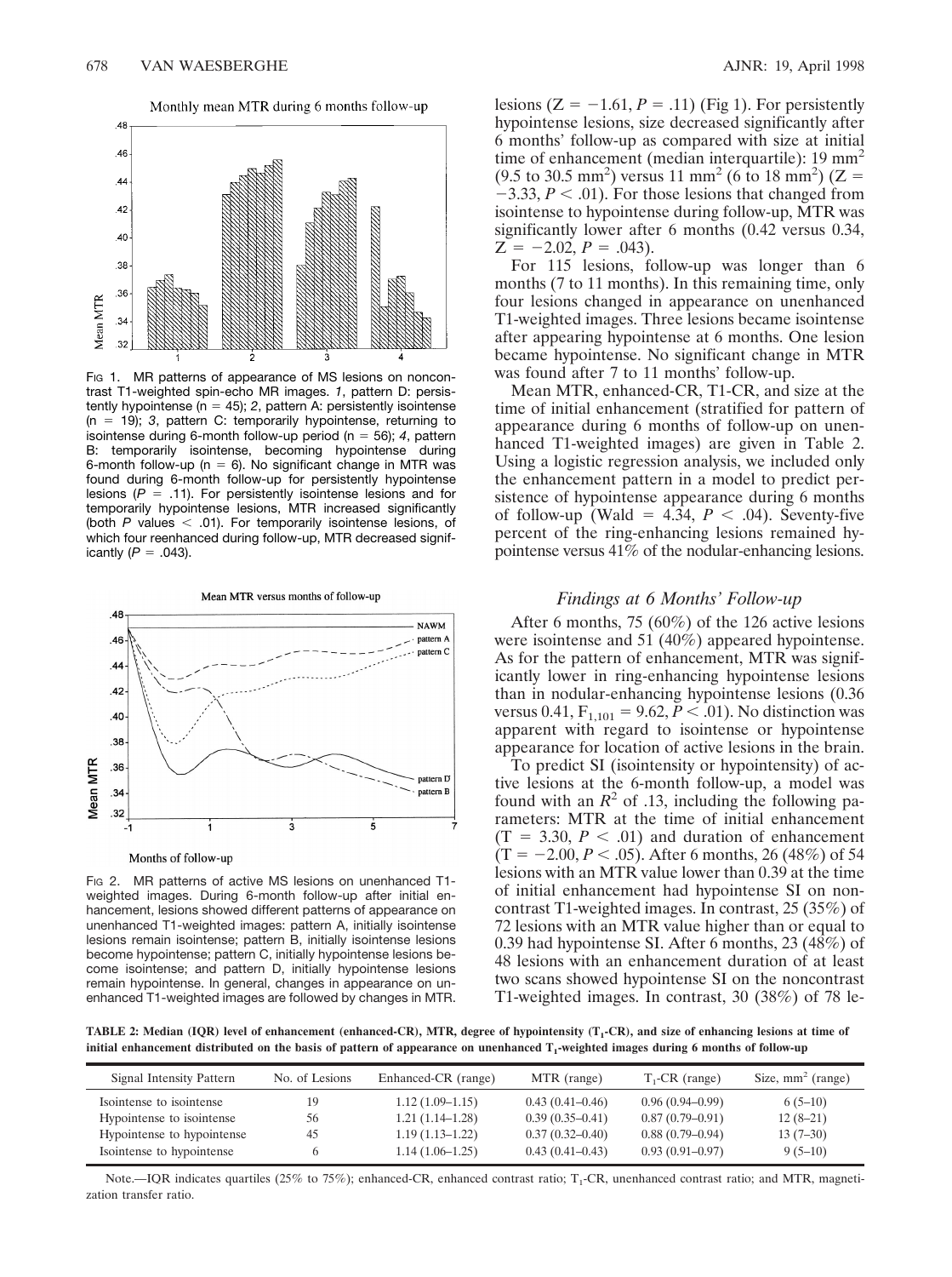FIG 1. MR patterns of appearance of MS lesions on noncontrast T1-weighted spin-echo MR images. *1*, pattern D: persistently hypointense (n = 45); *2*, pattern A: persistently isointense (n = 19); *3*, pattern C: temporarily hypointense, returning to isointense during 6-month follow-up period (n = 56); *4*, pattern B: temporarily isointense, becoming hypointense during 6-month follow-up (n = 6). No significant change in MTR was found during 6-month follow-up for persistently hypointense lesions ($P = .11$). For persistently isointense lesions and for temporarily hypointense lesions, MTR increased significantly (both $P$ values $< .01$). For temporarily isointense lesions, of which four reenhanced during follow-up, MTR decreased significantly ($P = .043$).

FIG 2. MR patterns of active MS lesions on unenhanced T1-weighted images. During 6-month follow-up after initial enhancement, lesions showed different patterns of appearance on unenhanced T1-weighted images: pattern A, initially isointense lesions remain isointense; pattern B, initially isointense lesions become hypointense; pattern C, initially hypointense lesions become isointense; and pattern D, initially hypointense lesions remain hypointense. In general, changes in appearance on unenhanced T1-weighted images are followed by changes in MTR.

lesions ($Z = -1.61$, $P = .11$) (Fig 1). For persistently hypointense lesions, size decreased significantly after 6 months' follow-up as compared with size at initial time of enhancement (median interquartile): 19 mm$^2$ (9.5 to 30.5 mm$^2$) versus 11 mm$^2$ (6 to 18 mm$^2$) ($Z = -3.33$, $P < .01$). For those lesions that changed from isointense to hypointense during follow-up, MTR was significantly lower after 6 months (0.42 versus 0.34, $Z = -2.02$, $P = .043$).

For 115 lesions, follow-up was longer than 6 months (7 to 11 months). In this remaining time, only four lesions changed in appearance on unenhanced T1-weighted images. Three lesions became isointense after appearing hypointense at 6 months. One lesion became hypointense. No significant change in MTR was found after 7 to 11 months' follow-up.

Mean MTR, enhanced-CR, T1-CR, and size at the time of initial enhancement (stratified for pattern of appearance during 6 months of follow-up on unenhanced T1-weighted images) are given in Table 2. Using a logistic regression analysis, we included only the enhancement pattern in a model to predict persistence of hypointense appearance during 6 months of follow-up (Wald = 4.34, $P < .04$). Seventy-five percent of the ring-enhancing lesions remained hypointense versus 41% of the nodular-enhancing lesions.

### *Findings at 6 Months' Follow-up*

After 6 months, 75 (60%) of the 126 active lesions were isointense and 51 (40%) appeared hypointense. As for the pattern of enhancement, MTR was significantly lower in ring-enhancing hypointense lesions than in nodular-enhancing hypointense lesions (0.36 versus 0.41, $F_{1,101} = 9.62$, $P < .01$). No distinction was apparent with regard to isointense or hypointense appearance for location of active lesions in the brain.

To predict SI (isointensity or hypointensity) of active lesions at the 6-month follow-up, a model was found with an $R^2$ of .13, including the following parameters: MTR at the time of initial enhancement ($T = 3.30$, $P < .01$) and duration of enhancement ($T = -2.00$, $P < .05$). After 6 months, 26 (48%) of 54 lesions with an MTR value lower than 0.39 at the time of initial enhancement had hypointense SI on noncontrast T1-weighted images. In contrast, 25 (35%) of 72 lesions with an MTR value higher than or equal to 0.39 had hypointense SI. After 6 months, 23 (48%) of 48 lesions with an enhancement duration of at least two scans showed hypointense SI on the noncontrast T1-weighted images. In contrast, 30 (38%) of 78 le-

**TABLE 2: Median (IQR) level of enhancement (enhanced-CR), MTR, degree of hypointensity ($T_1$-CR), and size of enhancing lesions at time of initial enhancement distributed on the basis of pattern of appearance on unenhanced $T_1$-weighted images during 6 months of follow-up**

| Signal Intensity Pattern | No. of Lesions | Enhanced-CR (range) | MTR (range) | $T_1$-CR (range) | Size, mm$^2$ (range) |
|---|---|---|---|---|---|
| Isointense to isointense | 19 | 1.12 (1.09–1.15) | 0.43 (0.41–0.46) | 0.96 (0.94–0.99) | 6 (5–10) |
| Hypointense to isointense | 56 | 1.21 (1.14–1.28) | 0.39 (0.35–0.41) | 0.87 (0.79–0.91) | 12 (8–21) |
| Hypointense to hypointense | 45 | 1.19 (1.13–1.22) | 0.37 (0.32–0.40) | 0.88 (0.79–0.94) | 13 (7–30) |
| Isointense to hypointense | 6 | 1.14 (1.06–1.25) | 0.43 (0.41–0.43) | 0.93 (0.91–0.97) | 9 (5–10) |

Note.—IQR indicates quartiles (25% to 75%); enhanced-CR, enhanced contrast ratio; $T_1$-CR, unenhanced contrast ratio; and MTR, magnetization transfer ratio.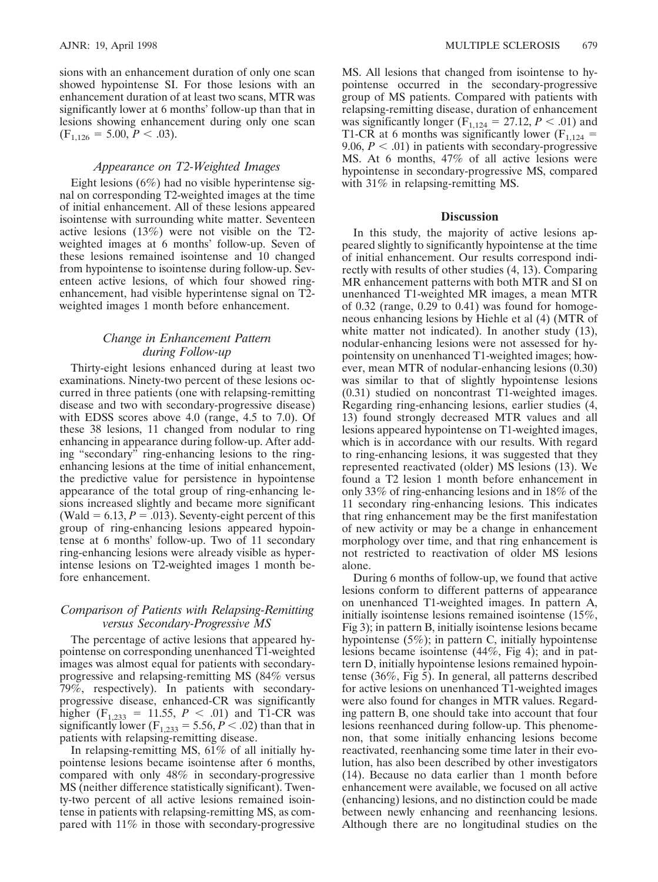sions with an enhancement duration of only one scan showed hypointense SI. For those lesions with an enhancement duration of at least two scans, MTR was significantly lower at 6 months' follow-up than that in lesions showing enhancement during only one scan ($F_{1,126} = 5.00$, $P < .03$).

### *Appearance on T2-Weighted Images*

Eight lesions (6%) had no visible hyperintense signal on corresponding T2-weighted images at the time of initial enhancement. All of these lesions appeared isointense with surrounding white matter. Seventeen active lesions (13%) were not visible on the T2-weighted images at 6 months' follow-up. Seven of these lesions remained isointense and 10 changed from hypointense to isointense during follow-up. Seventeen active lesions, of which four showed ring-enhancement, had visible hyperintense signal on T2-weighted images 1 month before enhancement.

### *Change in Enhancement Pattern during Follow-up*

Thirty-eight lesions enhanced during at least two examinations. Ninety-two percent of these lesions occurred in three patients (one with relapsing-remitting disease and two with secondary-progressive disease) with EDSS scores above 4.0 (range, 4.5 to 7.0). Of these 38 lesions, 11 changed from nodular to ring enhancing in appearance during follow-up. After adding "secondary" ring-enhancing lesions to the ring-enhancing lesions at the time of initial enhancement, the predictive value for persistence in hypointense appearance of the total group of ring-enhancing lesions increased slightly and became more significant (Wald = 6.13, $P = .013$). Seventy-eight percent of this group of ring-enhancing lesions appeared hypointense at 6 months' follow-up. Two of 11 secondary ring-enhancing lesions were already visible as hyperintense lesions on T2-weighted images 1 month before enhancement.

### *Comparison of Patients with Relapsing-Remitting versus Secondary-Progressive MS*

The percentage of active lesions that appeared hypointense on corresponding unenhanced T1-weighted images was almost equal for patients with secondary-progressive and relapsing-remitting MS (84% versus 79%, respectively). In patients with secondary-progressive disease, enhanced-CR was significantly higher ($F_{1,233} = 11.55$, $P < .01$) and T1-CR was significantly lower ($F_{1,233} = 5.56$, $P < .02$) than that in patients with relapsing-remitting disease.

In relapsing-remitting MS, 61% of all initially hypointense lesions became isointense after 6 months, compared with only 48% in secondary-progressive MS (neither difference statistically significant). Twenty-two percent of all active lesions remained isointense in patients with relapsing-remitting MS, as compared with 11% in those with secondary-progressive MS. All lesions that changed from isointense to hypointense occurred in the secondary-progressive group of MS patients. Compared with patients with relapsing-remitting disease, duration of enhancement was significantly longer ($F_{1,124} = 27.12$, $P < .01$) and T1-CR at 6 months was significantly lower ($F_{1,124} = 9.06$, $P < .01$) in patients with secondary-progressive MS. At 6 months, 47% of all active lesions were hypointense in secondary-progressive MS, compared with 31% in relapsing-remitting MS.

## Discussion

In this study, the majority of active lesions appeared slightly to significantly hypointense at the time of initial enhancement. Our results correspond indirectly with results of other studies (4, 13). Comparing MR enhancement patterns with both MTR and SI on unenhanced T1-weighted MR images, a mean MTR of 0.32 (range, 0.29 to 0.41) was found for homogeneous enhancing lesions by Hiehle et al (4) (MTR of white matter not indicated). In another study (13), nodular-enhancing lesions were not assessed for hypointensity on unenhanced T1-weighted images; however, mean MTR of nodular-enhancing lesions (0.30) was similar to that of slightly hypointense lesions (0.31) studied on noncontrast T1-weighted images. Regarding ring-enhancing lesions, earlier studies (4, 13) found strongly decreased MTR values and all lesions appeared hypointense on T1-weighted images, which is in accordance with our results. With regard to ring-enhancing lesions, it was suggested that they represented reactivated (older) MS lesions (13). We found a T2 lesion 1 month before enhancement in only 33% of ring-enhancing lesions and in 18% of the 11 secondary ring-enhancing lesions. This indicates that ring enhancement may be the first manifestation of new activity or may be a change in enhancement morphology over time, and that ring enhancement is not restricted to reactivation of older MS lesions alone.

During 6 months of follow-up, we found that active lesions conform to different patterns of appearance on unenhanced T1-weighted images. In pattern A, initially isointense lesions remained isointense (15%, Fig 3); in pattern B, initially isointense lesions became hypointense (5%); in pattern C, initially hypointense lesions became isointense (44%, Fig 4); and in pattern D, initially hypointense lesions remained hypointense (36%, Fig 5). In general, all patterns described for active lesions on unenhanced T1-weighted images were also found for changes in MTR values. Regarding pattern B, one should take into account that four lesions reenhanced during follow-up. This phenomenon, that some initially enhancing lesions become reactivated, reenhancing some time later in their evolution, has also been described by other investigators (14). Because no data earlier than 1 month before enhancement were available, we focused on all active (enhancing) lesions, and no distinction could be made between newly enhancing and reenhancing lesions. Although there are no longitudinal studies on the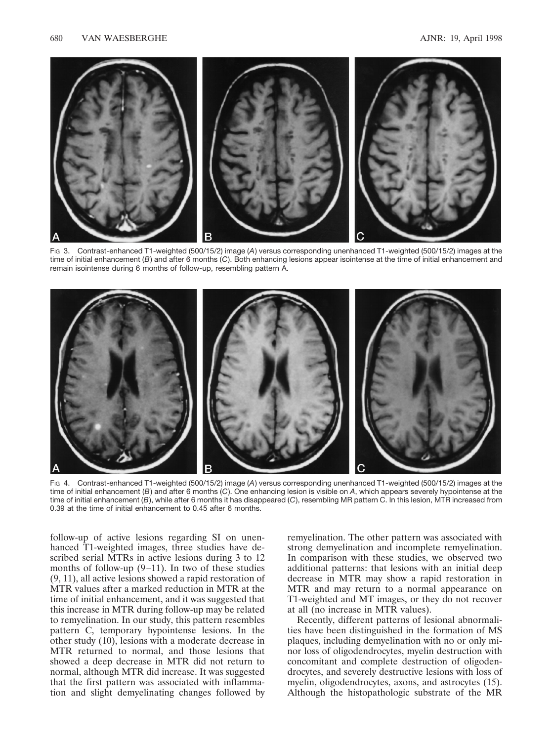Fig 3. Contrast-enhanced T1-weighted (500/15/2) image (*A*) versus corresponding unenhanced T1-weighted (500/15/2) images at the time of initial enhancement (*B*) and after 6 months (*C*). Both enhancing lesions appear isointense at the time of initial enhancement and remain isointense during 6 months of follow-up, resembling pattern A.

Fig 4. Contrast-enhanced T1-weighted (500/15/2) image (*A*) versus corresponding unenhanced T1-weighted (500/15/2) images at the time of initial enhancement (*B*) and after 6 months (*C*). One enhancing lesion is visible on *A*, which appears severely hypointense at the time of initial enhancement (*B*), while after 6 months it has disappeared (*C*), resembling MR pattern C. In this lesion, MTR increased from 0.39 at the time of initial enhancement to 0.45 after 6 months.

follow-up of active lesions regarding SI on unenhanced T1-weighted images, three studies have described serial MTRs in active lesions during 3 to 12 months of follow-up (9–11). In two of these studies (9, 11), all active lesions showed a rapid restoration of MTR values after a marked reduction in MTR at the time of initial enhancement, and it was suggested that this increase in MTR during follow-up may be related to remyelination. In our study, this pattern resembles pattern C, temporary hypointense lesions. In the other study (10), lesions with a moderate decrease in MTR returned to normal, and those lesions that showed a deep decrease in MTR did not return to normal, although MTR did increase. It was suggested that the first pattern was associated with inflammation and slight demyelinating changes followed by remyelination. The other pattern was associated with strong demyelination and incomplete remyelination. In comparison with these studies, we observed two additional patterns: that lesions with an initial deep decrease in MTR may show a rapid restoration in MTR and may return to a normal appearance on T1-weighted and MT images, or they do not recover at all (no increase in MTR values).

Recently, different patterns of lesional abnormalities have been distinguished in the formation of MS plaques, including demyelination with no or only minor loss of oligodendrocytes, myelin destruction with concomitant and complete destruction of oligodendrocytes, and severely destructive lesions with loss of myelin, oligodendrocytes, axons, and astrocytes (15). Although the histopathologic substrate of the MR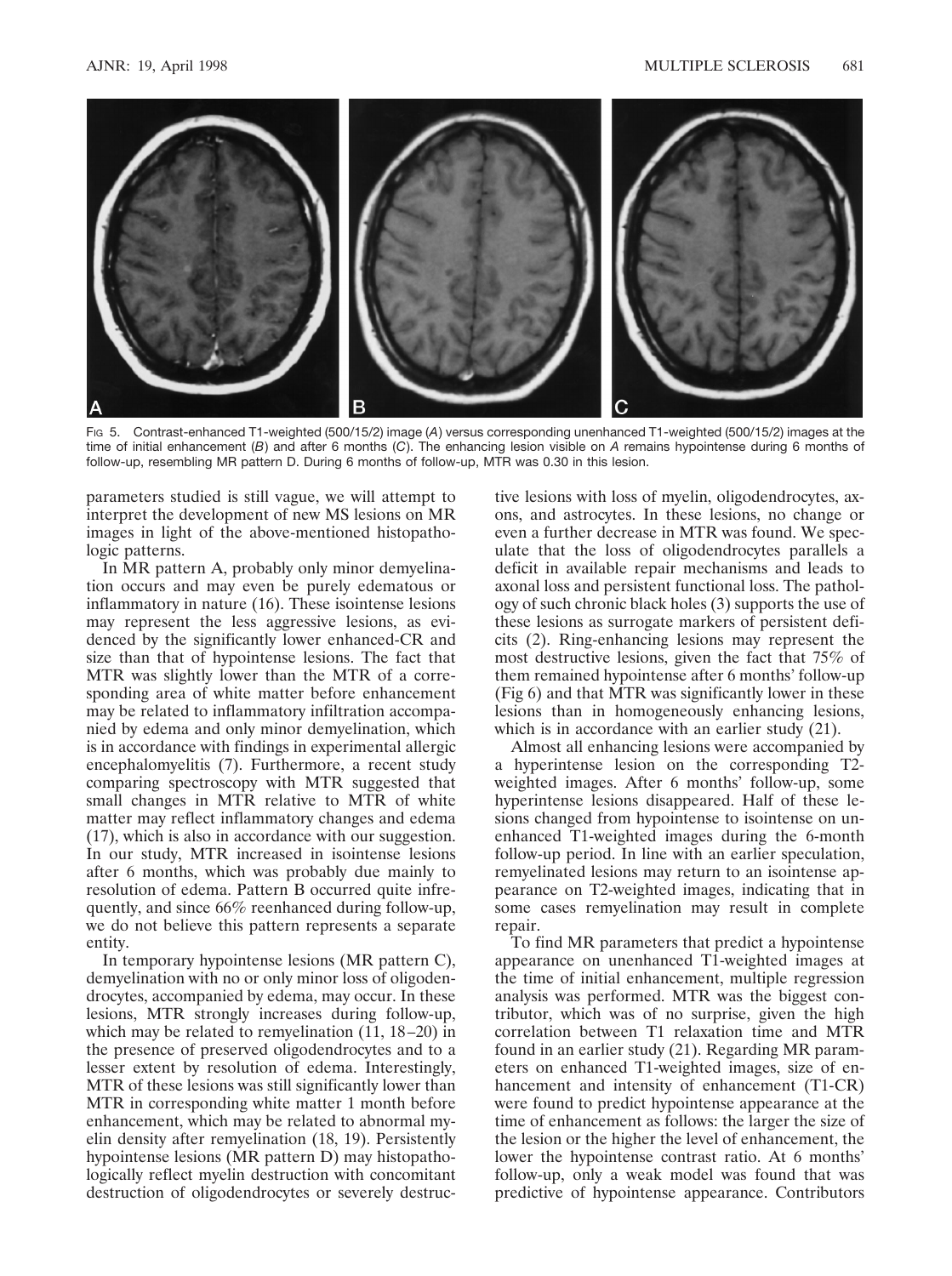Fig 5. Contrast-enhanced T1-weighted (500/15/2) image (*A*) versus corresponding unenhanced T1-weighted (500/15/2) images at the time of initial enhancement (*B*) and after 6 months (*C*). The enhancing lesion visible on *A* remains hypointense during 6 months of follow-up, resembling MR pattern D. During 6 months of follow-up, MTR was 0.30 in this lesion.

parameters studied is still vague, we will attempt to interpret the development of new MS lesions on MR images in light of the above-mentioned histopathologic patterns.

In MR pattern A, probably only minor demyelination occurs and may even be purely edematous or inflammatory in nature (16). These isointense lesions may represent the less aggressive lesions, as evidenced by the significantly lower enhanced-CR and size than that of hypointense lesions. The fact that MTR was slightly lower than the MTR of a corresponding area of white matter before enhancement may be related to inflammatory infiltration accompanied by edema and only minor demyelination, which is in accordance with findings in experimental allergic encephalomyelitis (7). Furthermore, a recent study comparing spectroscopy with MTR suggested that small changes in MTR relative to MTR of white matter may reflect inflammatory changes and edema (17), which is also in accordance with our suggestion. In our study, MTR increased in isointense lesions after 6 months, which was probably due mainly to resolution of edema. Pattern B occurred quite infrequently, and since 66% reenhanced during follow-up, we do not believe this pattern represents a separate entity.

In temporary hypointense lesions (MR pattern C), demyelination with no or only minor loss of oligodendrocytes, accompanied by edema, may occur. In these lesions, MTR strongly increases during follow-up, which may be related to remyelination (11, 18–20) in the presence of preserved oligodendrocytes and to a lesser extent by resolution of edema. Interestingly, MTR of these lesions was still significantly lower than MTR in corresponding white matter 1 month before enhancement, which may be related to abnormal myelin density after remyelination (18, 19). Persistently hypointense lesions (MR pattern D) may histopathologically reflect myelin destruction with concomitant destruction of oligodendrocytes or severely destructive lesions with loss of myelin, oligodendrocytes, axons, and astrocytes. In these lesions, no change or even a further decrease in MTR was found. We speculate that the loss of oligodendrocytes parallels a deficit in available repair mechanisms and leads to axonal loss and persistent functional loss. The pathology of such chronic black holes (3) supports the use of these lesions as surrogate markers of persistent deficits (2). Ring-enhancing lesions may represent the most destructive lesions, given the fact that 75% of them remained hypointense after 6 months' follow-up (Fig 6) and that MTR was significantly lower in these lesions than in homogeneously enhancing lesions, which is in accordance with an earlier study (21).

Almost all enhancing lesions were accompanied by a hyperintense lesion on the corresponding T2-weighted images. After 6 months' follow-up, some hyperintense lesions disappeared. Half of these lesions changed from hypointense to isointense on unenhanced T1-weighted images during the 6-month follow-up period. In line with an earlier speculation, remyelinated lesions may return to an isointense appearance on T2-weighted images, indicating that in some cases remyelination may result in complete repair.

To find MR parameters that predict a hypointense appearance on unenhanced T1-weighted images at the time of initial enhancement, multiple regression analysis was performed. MTR was the biggest contributor, which was of no surprise, given the high correlation between T1 relaxation time and MTR found in an earlier study (21). Regarding MR parameters on enhanced T1-weighted images, size of enhancement and intensity of enhancement (T1-CR) were found to predict hypointense appearance at the time of enhancement as follows: the larger the size of the lesion or the higher the level of enhancement, the lower the hypointense contrast ratio. At 6 months' follow-up, only a weak model was found that was predictive of hypointense appearance. Contributors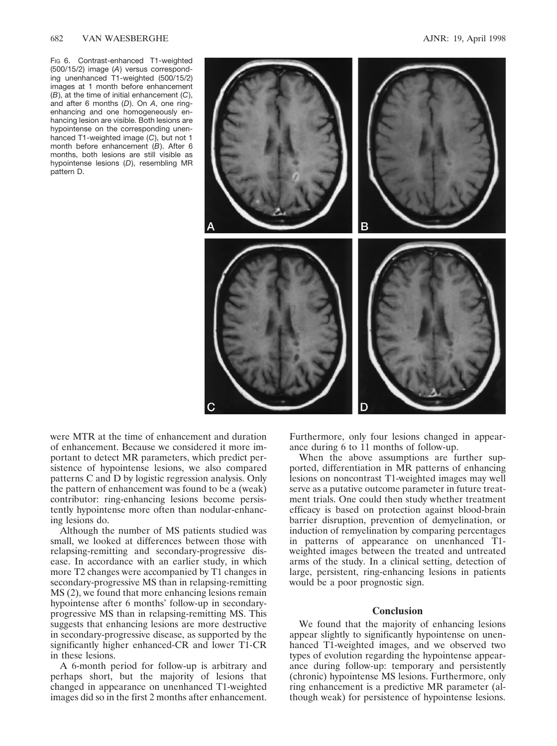Fig 6. Contrast-enhanced T1-weighted (500/15/2) image (*A*) versus corresponding unenhanced T1-weighted (500/15/2) images at 1 month before enhancement (*B*), at the time of initial enhancement (*C*), and after 6 months (*D*). On *A*, one ring-enhancing and one homogeneously enhancing lesion are visible. Both lesions are hypointense on the corresponding unenhanced T1-weighted image (*C*), but not 1 month before enhancement (*B*). After 6 months, both lesions are still visible as hypointense lesions (*D*), resembling MR pattern D.

were MTR at the time of enhancement and duration of enhancement. Because we considered it more important to detect MR parameters, which predict persistence of hypointense lesions, we also compared patterns C and D by logistic regression analysis. Only the pattern of enhancement was found to be a (weak) contributor: ring-enhancing lesions become persistently hypointense more often than nodular-enhancing lesions do.

Although the number of MS patients studied was small, we looked at differences between those with relapsing-remitting and secondary-progressive disease. In accordance with an earlier study, in which more T2 changes were accompanied by T1 changes in secondary-progressive MS than in relapsing-remitting MS (2), we found that more enhancing lesions remain hypointense after 6 months' follow-up in secondary-progressive MS than in relapsing-remitting MS. This suggests that enhancing lesions are more destructive in secondary-progressive disease, as supported by the significantly higher enhanced-CR and lower T1-CR in these lesions.

A 6-month period for follow-up is arbitrary and perhaps short, but the majority of lesions that changed in appearance on unenhanced T1-weighted images did so in the first 2 months after enhancement. Furthermore, only four lesions changed in appearance during 6 to 11 months of follow-up.

When the above assumptions are further supported, differentiation in MR patterns of enhancing lesions on noncontrast T1-weighted images may well serve as a putative outcome parameter in future treatment trials. One could then study whether treatment efficacy is based on protection against blood-brain barrier disruption, prevention of demyelination, or induction of remyelination by comparing percentages in patterns of appearance on unenhanced T1-weighted images between the treated and untreated arms of the study. In a clinical setting, detection of large, persistent, ring-enhancing lesions in patients would be a poor prognostic sign.

## Conclusion

We found that the majority of enhancing lesions appear slightly to significantly hypointense on unenhanced T1-weighted images, and we observed two types of evolution regarding the hypointense appearance during follow-up: temporary and persistently (chronic) hypointense MS lesions. Furthermore, only ring enhancement is a predictive MR parameter (although weak) for persistence of hypointense lesions.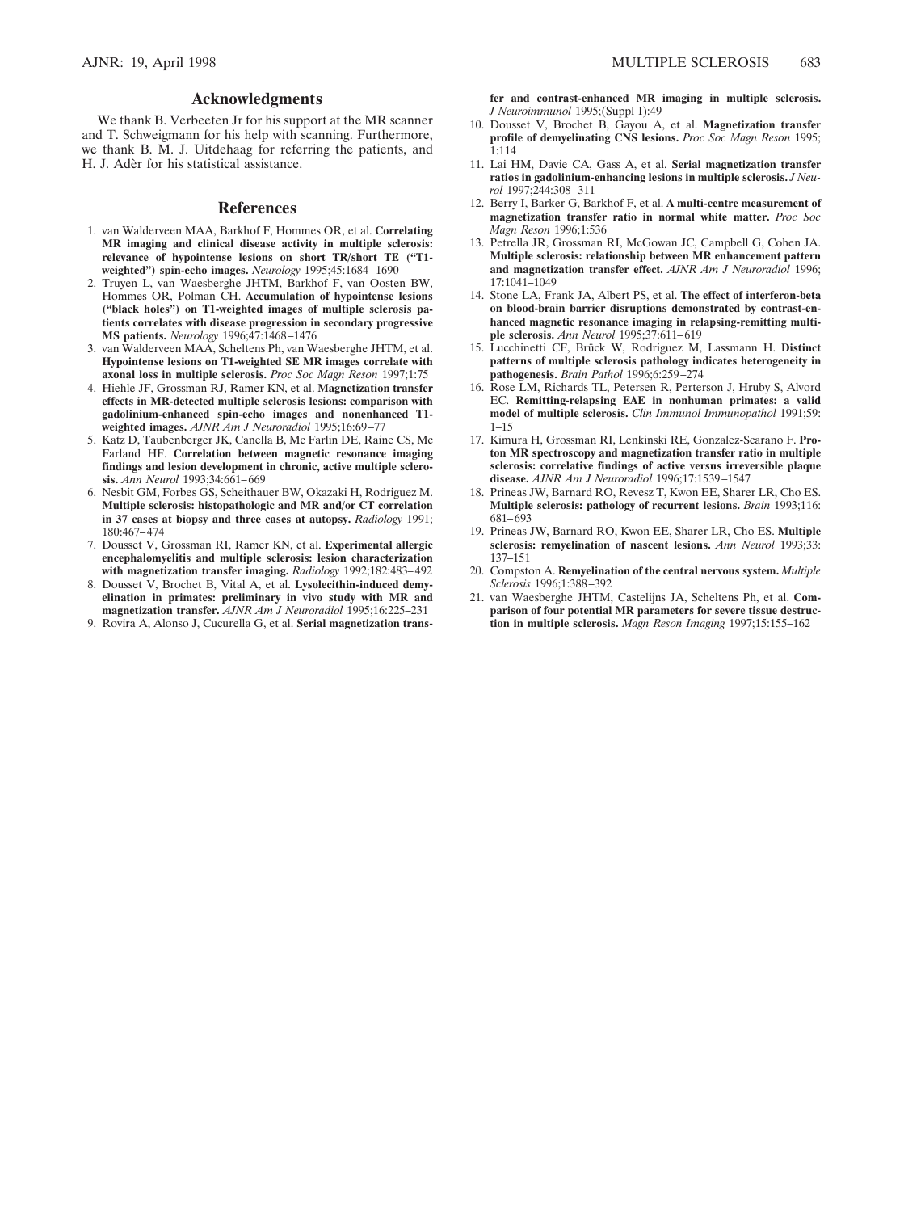## Acknowledgments

We thank B. Verbeeten Jr for his support at the MR scanner and T. Schweigmann for his help with scanning. Furthermore, we thank B. M. J. Uitdehaag for referring the patients, and H. J. Adèr for his statistical assistance.

## References

1. van Walderveen MAA, Barkhof F, Hommes OR, et al. **Correlating MR imaging and clinical disease activity in multiple sclerosis: relevance of hypointense lesions on short TR/short TE ("T1-weighted") spin-echo images.** *Neurology* 1995;45:1684–1690
2. Truyen L, van Waesberghe JHTM, Barkhof F, van Oosten BW, Hommes OR, Polman CH. **Accumulation of hypointense lesions ("black holes") on T1-weighted images of multiple sclerosis patients correlates with disease progression in secondary progressive MS patients.** *Neurology* 1996;47:1468–1476
3. van Walderveen MAA, Scheltens Ph, van Waesberghe JHTM, et al. **Hypointense lesions on T1-weighted SE MR images correlate with axonal loss in multiple sclerosis.** *Proc Soc Magn Reson* 1997;1:75
4. Hiehle JF, Grossman RJ, Ramer KN, et al. **Magnetization transfer effects in MR-detected multiple sclerosis lesions: comparison with gadolinium-enhanced spin-echo images and nonenhanced T1-weighted images.** *AJNR Am J Neuroradiol* 1995;16:69–77
5. Katz D, Taubenberger JK, Canella B, Mc Farlin DE, Raine CS, Mc Farland HF. **Correlation between magnetic resonance imaging findings and lesion development in chronic, active multiple sclerosis.** *Ann Neurol* 1993;34:661–669
6. Nesbit GM, Forbes GS, Scheithauer BW, Okazaki H, Rodriguez M. **Multiple sclerosis: histopathologic and MR and/or CT correlation in 37 cases at biopsy and three cases at autopsy.** *Radiology* 1991;180:467–474
7. Dousset V, Grossman RI, Ramer KN, et al. **Experimental allergic encephalomyelitis and multiple sclerosis: lesion characterization with magnetization transfer imaging.** *Radiology* 1992;182:483–492
8. Dousset V, Brochet B, Vital A, et al. **Lysolecithin-induced demyelination in primates: preliminary in vivo study with MR and magnetization transfer.** *AJNR Am J Neuroradiol* 1995;16:225–231
9. Rovira A, Alonso J, Cucurella G, et al. **Serial magnetization transfer and contrast-enhanced MR imaging in multiple sclerosis.** *J Neuroimmunol* 1995;(Suppl I):49
10. Dousset V, Brochet B, Gayou A, et al. **Magnetization transfer profile of demyelinating CNS lesions.** *Proc Soc Magn Reson* 1995;1:114
11. Lai HM, Davie CA, Gass A, et al. **Serial magnetization transfer ratios in gadolinium-enhancing lesions in multiple sclerosis.** *J Neurol* 1997;244:308–311
12. Berry I, Barker G, Barkhof F, et al. **A multi-centre measurement of magnetization transfer ratio in normal white matter.** *Proc Soc Magn Reson* 1996;1:536
13. Petrella JR, Grossman RI, McGowan JC, Campbell G, Cohen JA. **Multiple sclerosis: relationship between MR enhancement pattern and magnetization transfer effect.** *AJNR Am J Neuroradiol* 1996;17:1041–1049
14. Stone LA, Frank JA, Albert PS, et al. **The effect of interferon-beta on blood-brain barrier disruptions demonstrated by contrast-enhanced magnetic resonance imaging in relapsing-remitting multiple sclerosis.** *Ann Neurol* 1995;37:611–619
15. Lucchinetti CF, Brück W, Rodriguez M, Lassmann H. **Distinct patterns of multiple sclerosis pathology indicates heterogeneity in pathogenesis.** *Brain Pathol* 1996;6:259–274
16. Rose LM, Richards TL, Petersen R, Perterson J, Hruby S, Alvord EC. **Remitting-relapsing EAE in nonhuman primates: a valid model of multiple sclerosis.** *Clin Immunol Immunopathol* 1991;59:1–15
17. Kimura H, Grossman RI, Lenkinski RE, Gonzalez-Scarano F. **Proton MR spectroscopy and magnetization transfer ratio in multiple sclerosis: correlative findings of active versus irreversible plaque disease.** *AJNR Am J Neuroradiol* 1996;17:1539–1547
18. Prineas JW, Barnard RO, Revesz T, Kwon EE, Sharer LR, Cho ES. **Multiple sclerosis: pathology of recurrent lesions.** *Brain* 1993;116:681–693
19. Prineas JW, Barnard RO, Kwon EE, Sharer LR, Cho ES. **Multiple sclerosis: remyelination of nascent lesions.** *Ann Neurol* 1993;33:137–151
20. Compston A. **Remyelination of the central nervous system.** *Multiple Sclerosis* 1996;1:388–392
21. van Waesberghe JHTM, Castelijns JA, Scheltens Ph, et al. **Comparison of four potential MR parameters for severe tissue destruction in multiple sclerosis.** *Magn Reson Imaging* 1997;15:155–162